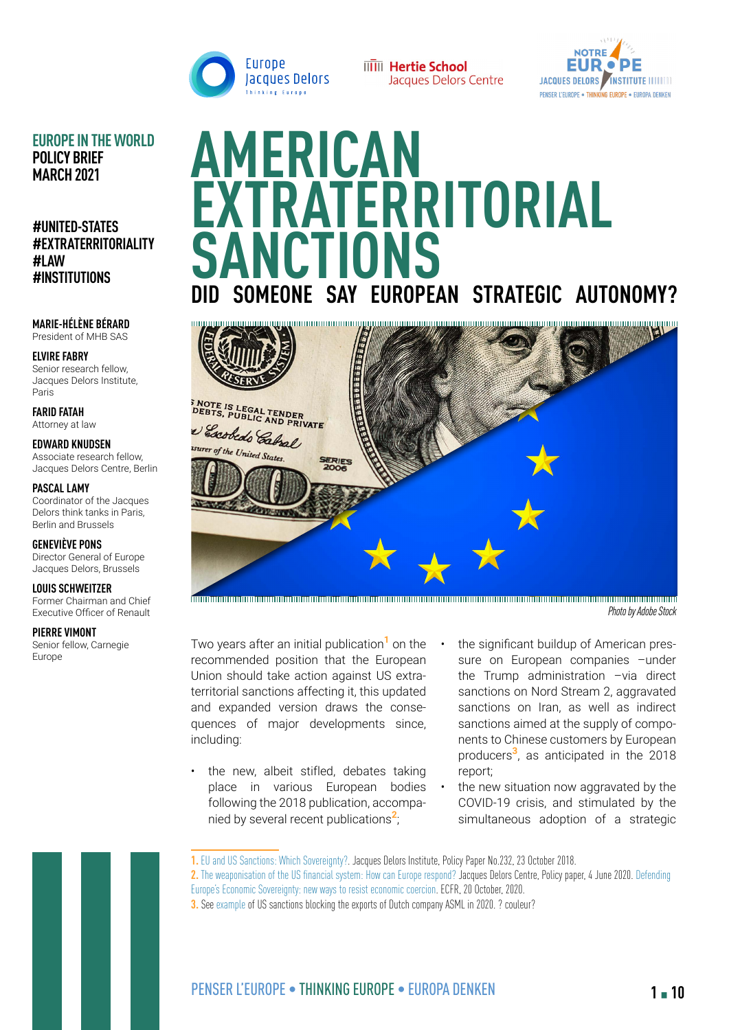EUROPE IN THE WORLD
POLICY BRIEF
MARCH 2021

#UNITED-STATES
#EXTRATERRITORIALITY
#LAW
#INSTITUTIONS

**MARIE-HÉLÈNE BÉRARD**
President of MHB SAS

**ELVIRE FABRY**
Senior research fellow, Jacques Delors Institute, Paris

**FARID FATAH**
Attorney at law

**EDWARD KNUDSEN**
Associate research fellow, Jacques Delors Centre, Berlin

**PASCAL LAMY**
Coordinator of the Jacques Delors think tanks in Paris, Berlin and Brussels

**GENEVIÈVE PONS**
Director General of Europe Jacques Delors, Brussels

**LOUIS SCHWEITZER**
Former Chairman and Chief Executive Officer of Renault

**PIERRE VIMONT**
Senior fellow, Carnegie Europe

# AMERICAN EXTRATERRITORIAL SANCTIONS

## DID SOMEONE SAY EUROPEAN STRATEGIC AUTONOMY?

*Photo by Adobe Stock*

Two years after an initial publication[1] on the recommended position that the European Union should take action against US extraterritorial sanctions affecting it, this updated and expanded version draws the consequences of major developments since, including:

- the new, albeit stifled, debates taking place in various European bodies following the 2018 publication, accompanied by several recent publications[2];
- the significant buildup of American pressure on European companies –under the Trump administration –via direct sanctions on Nord Stream 2, aggravated sanctions on Iran, as well as indirect sanctions aimed at the supply of components to Chinese customers by European producers[3], as anticipated in the 2018 report;
- the new situation now aggravated by the COVID-19 crisis, and stimulated by the simultaneous adoption of a strategic

1. EU and US Sanctions: Which Sovereignty?. Jacques Delors Institute, Policy Paper No.232, 23 October 2018.
2. The weaponisation of the US financial system: How can Europe respond? Jacques Delors Centre, Policy paper, 4 June 2020. Defending Europe's Economic Sovereignty: new ways to resist economic coercion. ECFR, 20 October, 2020.
3. See example of US sanctions blocking the exports of Dutch company ASML in 2020. ? couleur?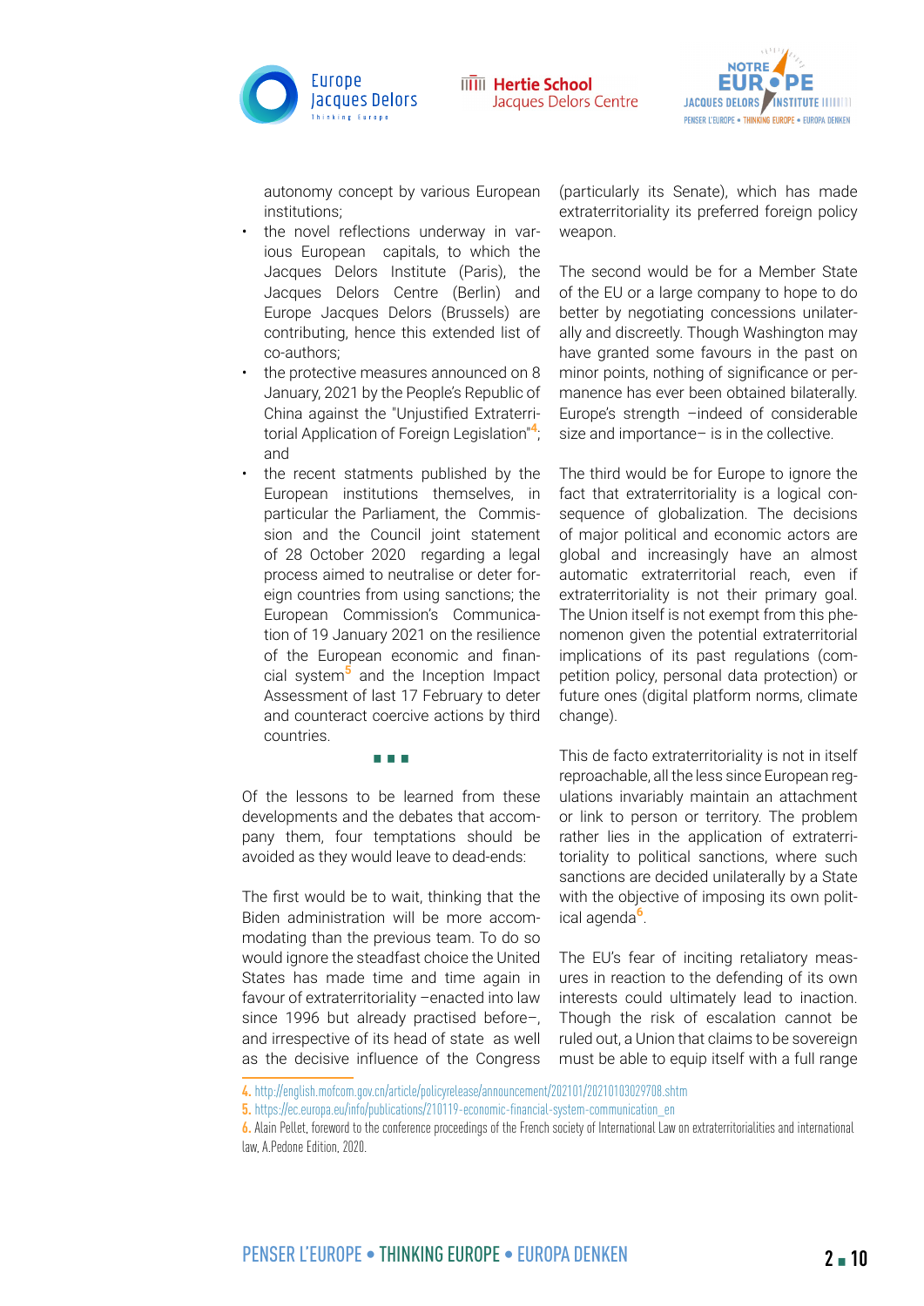autonomy concept by various European institutions;

- the novel reflections underway in various European capitals, to which the Jacques Delors Institute (Paris), the Jacques Delors Centre (Berlin) and Europe Jacques Delors (Brussels) are contributing, hence this extended list of co-authors;
- the protective measures announced on 8 January, 2021 by the People's Republic of China against the "Unjustified Extraterritorial Application of Foreign Legislation"[4]; and
- the recent statments published by the European institutions themselves, in particular the Parliament, the Commission and the Council joint statement of 28 October 2020 regarding a legal process aimed to neutralise or deter foreign countries from using sanctions; the European Commission's Communication of 19 January 2021 on the resilience of the European economic and financial system[5] and the Inception Impact Assessment of last 17 February to deter and counteract coercive actions by third countries.

▪▪▪

Of the lessons to be learned from these developments and the debates that accompany them, four temptations should be avoided as they would leave to dead-ends:

The first would be to wait, thinking that the Biden administration will be more accommodating than the previous team. To do so would ignore the steadfast choice the United States has made time and time again in favour of extraterritoriality –enacted into law since 1996 but already practised before–, and irrespective of its head of state as well as the decisive influence of the Congress (particularly its Senate), which has made extraterritoriality its preferred foreign policy weapon.

The second would be for a Member State of the EU or a large company to hope to do better by negotiating concessions unilaterally and discreetly. Though Washington may have granted some favours in the past on minor points, nothing of significance or permanence has ever been obtained bilaterally. Europe's strength –indeed of considerable size and importance– is in the collective.

The third would be for Europe to ignore the fact that extraterritoriality is a logical consequence of globalization. The decisions of major political and economic actors are global and increasingly have an almost automatic extraterritorial reach, even if extraterritoriality is not their primary goal. The Union itself is not exempt from this phenomenon given the potential extraterritorial implications of its past regulations (competition policy, personal data protection) or future ones (digital platform norms, climate change).

This de facto extraterritoriality is not in itself reproachable, all the less since European regulations invariably maintain an attachment or link to person or territory. The problem rather lies in the application of extraterritoriality to political sanctions, where such sanctions are decided unilaterally by a State with the objective of imposing its own political agenda[6].

The EU's fear of inciting retaliatory measures in reaction to the defending of its own interests could ultimately lead to inaction. Though the risk of escalation cannot be ruled out, a Union that claims to be sovereign must be able to equip itself with a full range

---

4. http://english.mofcom.gov.cn/article/policyrelease/announcement/202101/20210103029708.shtm

5. https://ec.europa.eu/info/publications/210119-economic-financial-system-communication_en

6. Alain Pellet, foreword to the conference proceedings of the French society of International Law on extraterritorialities and international law, A.Pedone Edition, 2020.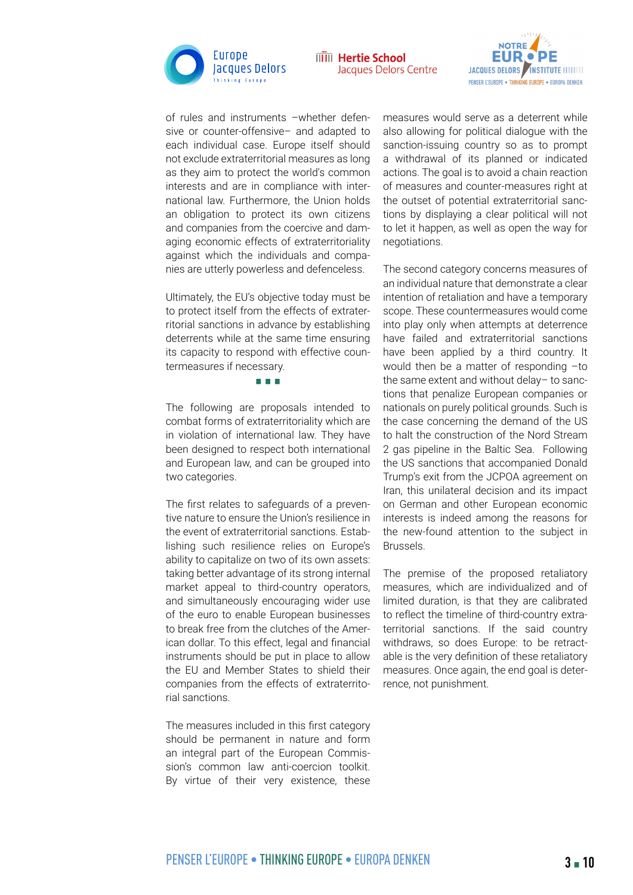of rules and instruments –whether defensive or counter-offensive– and adapted to each individual case. Europe itself should not exclude extraterritorial measures as long as they aim to protect the world's common interests and are in compliance with international law. Furthermore, the Union holds an obligation to protect its own citizens and companies from the coercive and damaging economic effects of extraterritoriality against which the individuals and companies are utterly powerless and defenceless.

Ultimately, the EU's objective today must be to protect itself from the effects of extraterritorial sanctions in advance by establishing deterrents while at the same time ensuring its capacity to respond with effective countermeasures if necessary.

▪▪▪

The following are proposals intended to combat forms of extraterritoriality which are in violation of international law. They have been designed to respect both international and European law, and can be grouped into two categories.

The first relates to safeguards of a preventive nature to ensure the Union's resilience in the event of extraterritorial sanctions. Establishing such resilience relies on Europe's ability to capitalize on two of its own assets: taking better advantage of its strong internal market appeal to third-country operators, and simultaneously encouraging wider use of the euro to enable European businesses to break free from the clutches of the American dollar. To this effect, legal and financial instruments should be put in place to allow the EU and Member States to shield their companies from the effects of extraterritorial sanctions.

The measures included in this first category should be permanent in nature and form an integral part of the European Commission's common law anti-coercion toolkit. By virtue of their very existence, these measures would serve as a deterrent while also allowing for political dialogue with the sanction-issuing country so as to prompt a withdrawal of its planned or indicated actions. The goal is to avoid a chain reaction of measures and counter-measures right at the outset of potential extraterritorial sanctions by displaying a clear political will not to let it happen, as well as open the way for negotiations.

The second category concerns measures of an individual nature that demonstrate a clear intention of retaliation and have a temporary scope. These countermeasures would come into play only when attempts at deterrence have failed and extraterritorial sanctions have been applied by a third country. It would then be a matter of responding –to the same extent and without delay– to sanctions that penalize European companies or nationals on purely political grounds. Such is the case concerning the demand of the US to halt the construction of the Nord Stream 2 gas pipeline in the Baltic Sea. Following the US sanctions that accompanied Donald Trump's exit from the JCPOA agreement on Iran, this unilateral decision and its impact on German and other European economic interests is indeed among the reasons for the new-found attention to the subject in Brussels.

The premise of the proposed retaliatory measures, which are individualized and of limited duration, is that they are calibrated to reflect the timeline of third-country extraterritorial sanctions. If the said country withdraws, so does Europe: to be retractable is the very definition of these retaliatory measures. Once again, the end goal is deterrence, not punishment.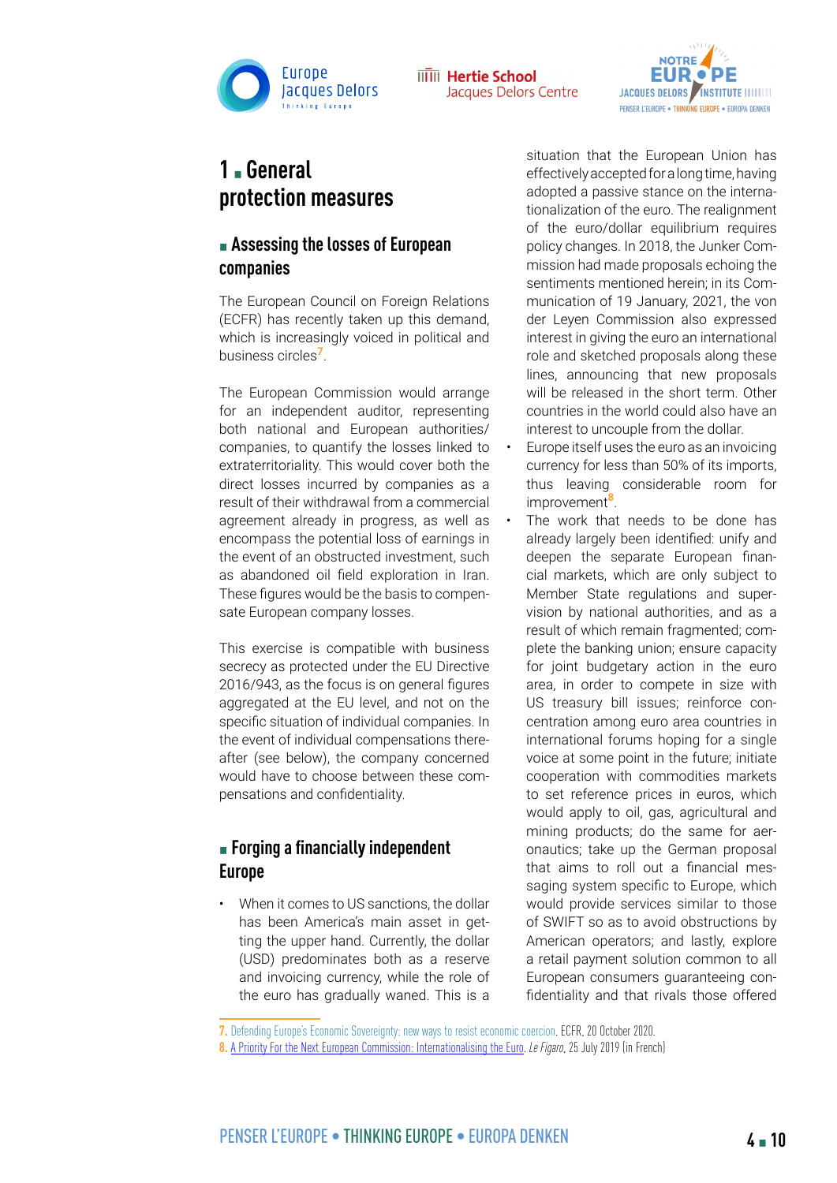# 1 ■ General protection measures

## ■ Assessing the losses of European companies

The European Council on Foreign Relations (ECFR) has recently taken up this demand, which is increasingly voiced in political and business circles[7].

The European Commission would arrange for an independent auditor, representing both national and European authorities/companies, to quantify the losses linked to extraterritoriality. This would cover both the direct losses incurred by companies as a result of their withdrawal from a commercial agreement already in progress, as well as encompass the potential loss of earnings in the event of an obstructed investment, such as abandoned oil field exploration in Iran. These figures would be the basis to compensate European company losses.

This exercise is compatible with business secrecy as protected under the EU Directive 2016/943, as the focus is on general figures aggregated at the EU level, and not on the specific situation of individual companies. In the event of individual compensations thereafter (see below), the company concerned would have to choose between these compensations and confidentiality.

## ■ Forging a financially independent Europe

- When it comes to US sanctions, the dollar has been America's main asset in getting the upper hand. Currently, the dollar (USD) predominates both as a reserve and invoicing currency, while the role of the euro has gradually waned. This is a situation that the European Union has effectively accepted for a long time, having adopted a passive stance on the internationalization of the euro. The realignment of the euro/dollar equilibrium requires policy changes. In 2018, the Junker Commission had made proposals echoing the sentiments mentioned herein; in its Communication of 19 January, 2021, the von der Leyen Commission also expressed interest in giving the euro an international role and sketched proposals along these lines, announcing that new proposals will be released in the short term. Other countries in the world could also have an interest to uncouple from the dollar.
- Europe itself uses the euro as an invoicing currency for less than 50% of its imports, thus leaving considerable room for improvement[8].
- The work that needs to be done has already largely been identified: unify and deepen the separate European financial markets, which are only subject to Member State regulations and supervision by national authorities, and as a result of which remain fragmented; complete the banking union; ensure capacity for joint budgetary action in the euro area, in order to compete in size with US treasury bill issues; reinforce concentration among euro area countries in international forums hoping for a single voice at some point in the future; initiate cooperation with commodities markets to set reference prices in euros, which would apply to oil, gas, agricultural and mining products; do the same for aeronautics; take up the German proposal that aims to roll out a financial messaging system specific to Europe, which would provide services similar to those of SWIFT so as to avoid obstructions by American operators; and lastly, explore a retail payment solution common to all European consumers guaranteeing confidentiality and that rivals those offered

---

7. Defending Europe's Economic Sovereignty: new ways to resist economic coercion. ECFR, 20 October 2020.
8. A Priority For the Next European Commission: Internationalising the Euro. *Le Figaro*, 25 July 2019 (in French)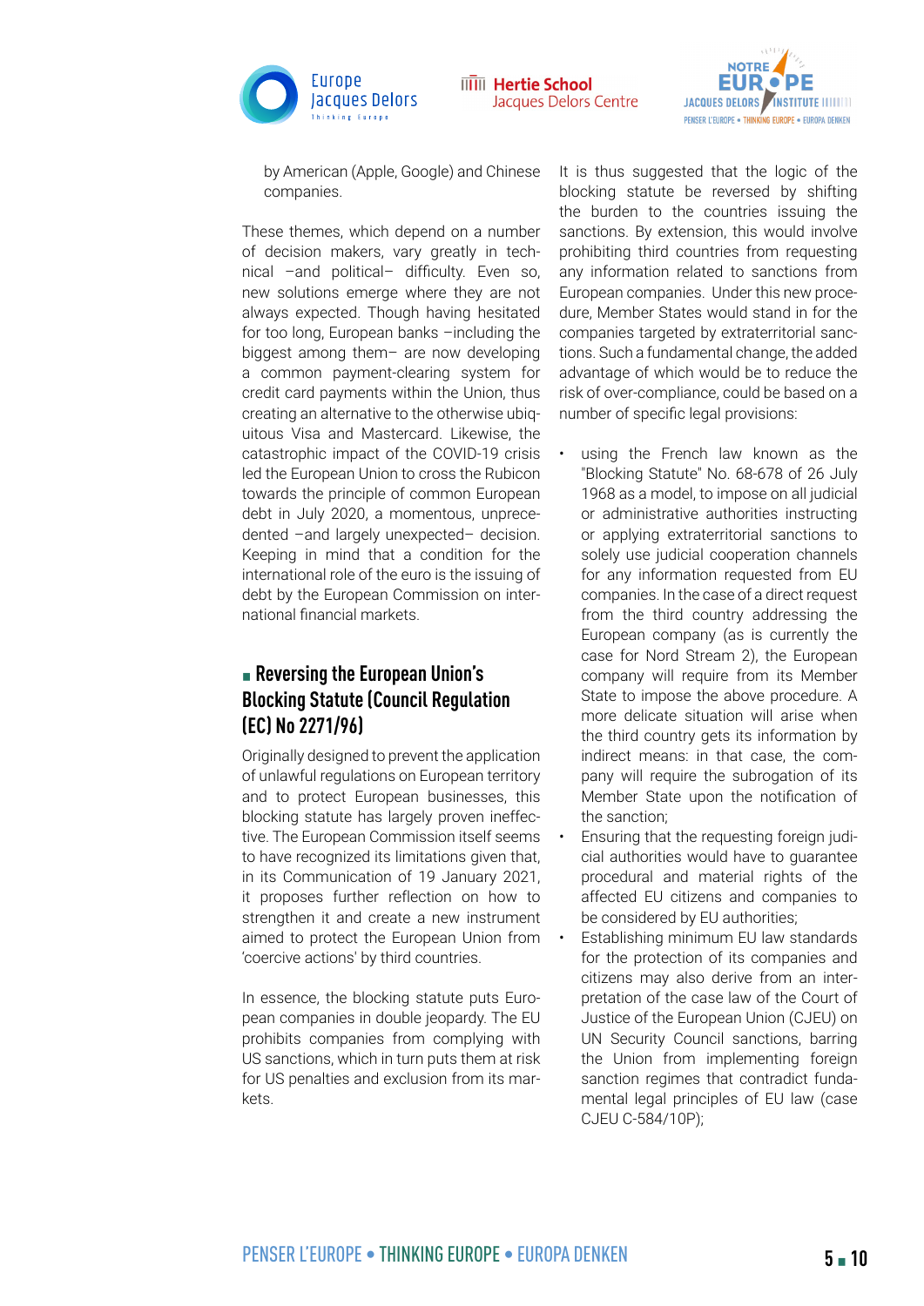by American (Apple, Google) and Chinese companies.

These themes, which depend on a number of decision makers, vary greatly in technical –and political– difficulty. Even so, new solutions emerge where they are not always expected. Though having hesitated for too long, European banks –including the biggest among them– are now developing a common payment-clearing system for credit card payments within the Union, thus creating an alternative to the otherwise ubiquitous Visa and Mastercard. Likewise, the catastrophic impact of the COVID-19 crisis led the European Union to cross the Rubicon towards the principle of common European debt in July 2020, a momentous, unprecedented –and largely unexpected– decision. Keeping in mind that a condition for the international role of the euro is the issuing of debt by the European Commission on international financial markets.

## Reversing the European Union's Blocking Statute (Council Regulation (EC) No 2271/96)

Originally designed to prevent the application of unlawful regulations on European territory and to protect European businesses, this blocking statute has largely proven ineffective. The European Commission itself seems to have recognized its limitations given that, in its Communication of 19 January 2021, it proposes further reflection on how to strengthen it and create a new instrument aimed to protect the European Union from 'coercive actions' by third countries.

In essence, the blocking statute puts European companies in double jeopardy. The EU prohibits companies from complying with US sanctions, which in turn puts them at risk for US penalties and exclusion from its markets.

It is thus suggested that the logic of the blocking statute be reversed by shifting the burden to the countries issuing the sanctions. By extension, this would involve prohibiting third countries from requesting any information related to sanctions from European companies. Under this new procedure, Member States would stand in for the companies targeted by extraterritorial sanctions. Such a fundamental change, the added advantage of which would be to reduce the risk of over-compliance, could be based on a number of specific legal provisions:

- using the French law known as the "Blocking Statute" No. 68-678 of 26 July 1968 as a model, to impose on all judicial or administrative authorities instructing or applying extraterritorial sanctions to solely use judicial cooperation channels for any information requested from EU companies. In the case of a direct request from the third country addressing the European company (as is currently the case for Nord Stream 2), the European company will require from its Member State to impose the above procedure. A more delicate situation will arise when the third country gets its information by indirect means: in that case, the company will require the subrogation of its Member State upon the notification of the sanction;
- Ensuring that the requesting foreign judicial authorities would have to guarantee procedural and material rights of the affected EU citizens and companies to be considered by EU authorities;
- Establishing minimum EU law standards for the protection of its companies and citizens may also derive from an interpretation of the case law of the Court of Justice of the European Union (CJEU) on UN Security Council sanctions, barring the Union from implementing foreign sanction regimes that contradict fundamental legal principles of EU law (case CJEU C-584/10P);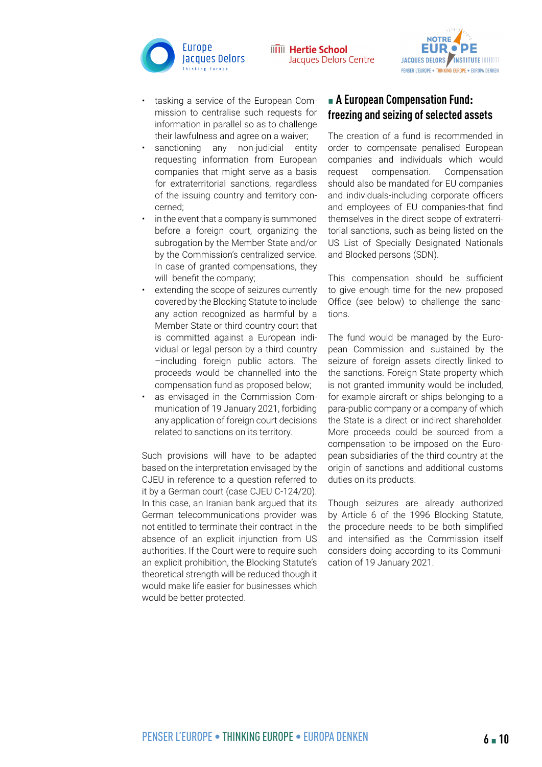- tasking a service of the European Commission to centralise such requests for information in parallel so as to challenge their lawfulness and agree on a waiver;
- sanctioning any non-judicial entity requesting information from European companies that might serve as a basis for extraterritorial sanctions, regardless of the issuing country and territory concerned;
- in the event that a company is summoned before a foreign court, organizing the subrogation by the Member State and/or by the Commission's centralized service. In case of granted compensations, they will benefit the company;
- extending the scope of seizures currently covered by the Blocking Statute to include any action recognized as harmful by a Member State or third country court that is committed against a European individual or legal person by a third country –including foreign public actors. The proceeds would be channelled into the compensation fund as proposed below;
- as envisaged in the Commission Communication of 19 January 2021, forbidding any application of foreign court decisions related to sanctions on its territory.

Such provisions will have to be adapted based on the interpretation envisaged by the CJEU in reference to a question referred to it by a German court (case CJEU C-124/20). In this case, an Iranian bank argued that its German telecommunications provider was not entitled to terminate their contract in the absence of an explicit injunction from US authorities. If the Court were to require such an explicit prohibition, the Blocking Statute's theoretical strength will be reduced though it would make life easier for businesses which would be better protected.

## A European Compensation Fund: freezing and seizing of selected assets

The creation of a fund is recommended in order to compensate penalised European companies and individuals which would request compensation. Compensation should also be mandated for EU companies and individuals-including corporate officers and employees of EU companies-that find themselves in the direct scope of extraterritorial sanctions, such as being listed on the US List of Specially Designated Nationals and Blocked persons (SDN).

This compensation should be sufficient to give enough time for the new proposed Office (see below) to challenge the sanctions.

The fund would be managed by the European Commission and sustained by the seizure of foreign assets directly linked to the sanctions. Foreign State property which is not granted immunity would be included, for example aircraft or ships belonging to a para-public company or a company of which the State is a direct or indirect shareholder. More proceeds could be sourced from a compensation to be imposed on the European subsidiaries of the third country at the origin of sanctions and additional customs duties on its products.

Though seizures are already authorized by Article 6 of the 1996 Blocking Statute, the procedure needs to be both simplified and intensified as the Commission itself considers doing according to its Communication of 19 January 2021.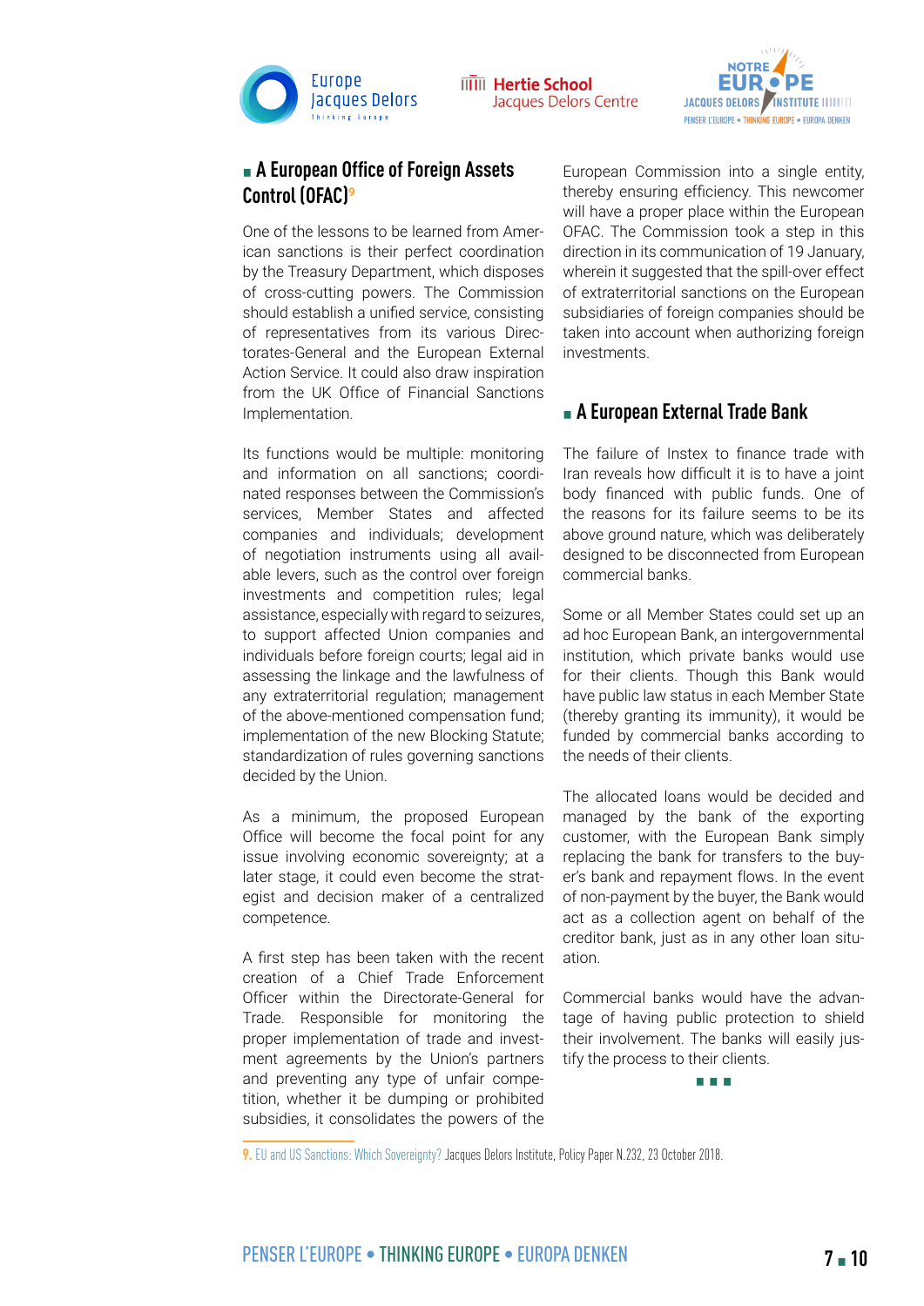## A European Office of Foreign Assets Control (OFAC)[9]

One of the lessons to be learned from American sanctions is their perfect coordination by the Treasury Department, which disposes of cross-cutting powers. The Commission should establish a unified service, consisting of representatives from its various Directorates-General and the European External Action Service. It could also draw inspiration from the UK Office of Financial Sanctions Implementation.

Its functions would be multiple: monitoring and information on all sanctions; coordinated responses between the Commission's services, Member States and affected companies and individuals; development of negotiation instruments using all available levers, such as the control over foreign investments and competition rules; legal assistance, especially with regard to seizures, to support affected Union companies and individuals before foreign courts; legal aid in assessing the linkage and the lawfulness of any extraterritorial regulation; management of the above-mentioned compensation fund; implementation of the new Blocking Statute; standardization of rules governing sanctions decided by the Union.

As a minimum, the proposed European Office will become the focal point for any issue involving economic sovereignty; at a later stage, it could even become the strategist and decision maker of a centralized competence.

A first step has been taken with the recent creation of a Chief Trade Enforcement Officer within the Directorate-General for Trade. Responsible for monitoring the proper implementation of trade and investment agreements by the Union's partners and preventing any type of unfair competition, whether it be dumping or prohibited subsidies, it consolidates the powers of the European Commission into a single entity, thereby ensuring efficiency. This newcomer will have a proper place within the European OFAC. The Commission took a step in this direction in its communication of 19 January, wherein it suggested that the spill-over effect of extraterritorial sanctions on the European subsidiaries of foreign companies should be taken into account when authorizing foreign investments.

## A European External Trade Bank

The failure of Instex to finance trade with Iran reveals how difficult it is to have a joint body financed with public funds. One of the reasons for its failure seems to be its above ground nature, which was deliberately designed to be disconnected from European commercial banks.

Some or all Member States could set up an ad hoc European Bank, an intergovernmental institution, which private banks would use for their clients. Though this Bank would have public law status in each Member State (thereby granting its immunity), it would be funded by commercial banks according to the needs of their clients.

The allocated loans would be decided and managed by the bank of the exporting customer, with the European Bank simply replacing the bank for transfers to the buyer's bank and repayment flows. In the event of non-payment by the buyer, the Bank would act as a collection agent on behalf of the creditor bank, just as in any other loan situation.

Commercial banks would have the advantage of having public protection to shield their involvement. The banks will easily justify the process to their clients.

---

9. EU and US Sanctions: Which Sovereignty? Jacques Delors Institute, Policy Paper N.232, 23 October 2018.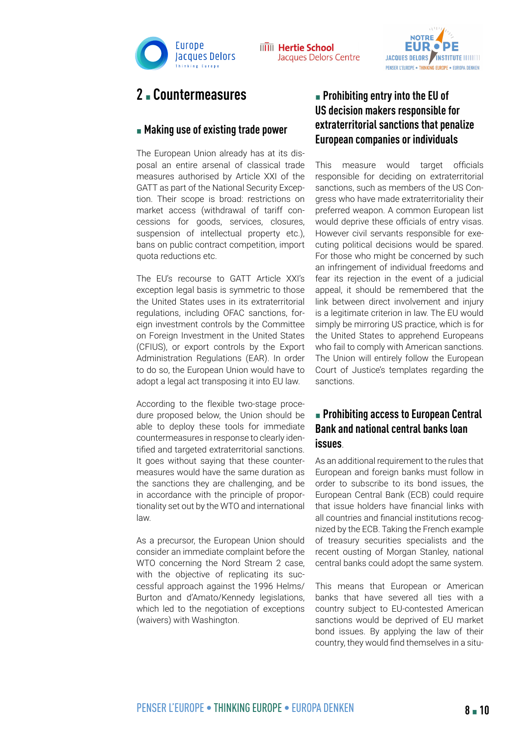## 2 ■ Countermeasures

### ■ Making use of existing trade power

The European Union already has at its disposal an entire arsenal of classical trade measures authorised by Article XXI of the GATT as part of the National Security Exception. Their scope is broad: restrictions on market access (withdrawal of tariff concessions for goods, services, closures, suspension of intellectual property etc.), bans on public contract competition, import quota reductions etc.

The EU's recourse to GATT Article XXI's exception legal basis is symmetric to those the United States uses in its extraterritorial regulations, including OFAC sanctions, foreign investment controls by the Committee on Foreign Investment in the United States (CFIUS), or export controls by the Export Administration Regulations (EAR). In order to do so, the European Union would have to adopt a legal act transposing it into EU law.

According to the flexible two-stage procedure proposed below, the Union should be able to deploy these tools for immediate countermeasures in response to clearly identified and targeted extraterritorial sanctions. It goes without saying that these countermeasures would have the same duration as the sanctions they are challenging, and be in accordance with the principle of proportionality set out by the WTO and international law.

As a precursor, the European Union should consider an immediate complaint before the WTO concerning the Nord Stream 2 case, with the objective of replicating its successful approach against the 1996 Helms/Burton and d'Amato/Kennedy legislations, which led to the negotiation of exceptions (waivers) with Washington.

### ■ Prohibiting entry into the EU of US decision makers responsible for extraterritorial sanctions that penalize European companies or individuals

This measure would target officials responsible for deciding on extraterritorial sanctions, such as members of the US Congress who have made extraterritoriality their preferred weapon. A common European list would deprive these officials of entry visas. However civil servants responsible for executing political decisions would be spared. For those who might be concerned by such an infringement of individual freedoms and fear its rejection in the event of a judicial appeal, it should be remembered that the link between direct involvement and injury is a legitimate criterion in law. The EU would simply be mirroring US practice, which is for the United States to apprehend Europeans who fail to comply with American sanctions. The Union will entirely follow the European Court of Justice's templates regarding the sanctions.

### ■ Prohibiting access to European Central Bank and national central banks loan issues.

As an additional requirement to the rules that European and foreign banks must follow in order to subscribe to its bond issues, the European Central Bank (ECB) could require that issue holders have financial links with all countries and financial institutions recognized by the ECB. Taking the French example of treasury securities specialists and the recent ousting of Morgan Stanley, national central banks could adopt the same system.

This means that European or American banks that have severed all ties with a country subject to EU-contested American sanctions would be deprived of EU market bond issues. By applying the law of their country, they would find themselves in a situ-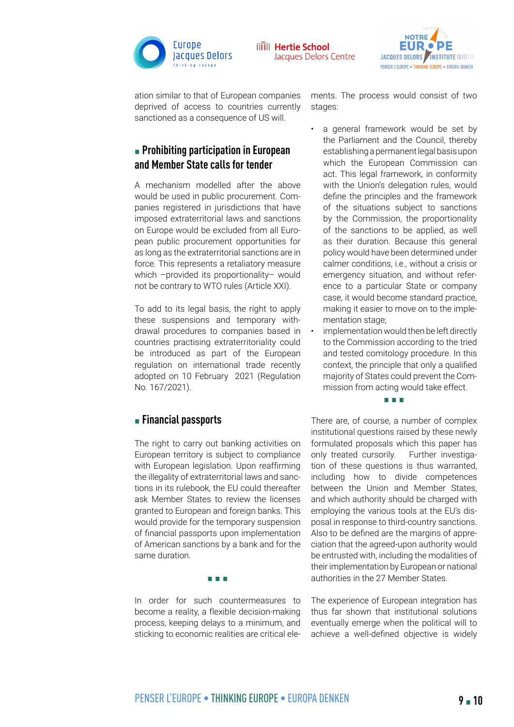ation similar to that of European companies deprived of access to countries currently sanctioned as a consequence of US will.

## Prohibiting participation in European and Member State calls for tender

A mechanism modelled after the above would be used in public procurement. Companies registered in jurisdictions that have imposed extraterritorial laws and sanctions on Europe would be excluded from all European public procurement opportunities for as long as the extraterritorial sanctions are in force. This represents a retaliatory measure which –provided its proportionality– would not be contrary to WTO rules (Article XXI).

To add to its legal basis, the right to apply these suspensions and temporary withdrawal procedures to companies based in countries practising extraterritoriality could be introduced as part of the European regulation on international trade recently adopted on 10 February 2021 (Regulation No. 167/2021).

## Financial passports

The right to carry out banking activities on European territory is subject to compliance with European legislation. Upon reaffirming the illegality of extraterritorial laws and sanctions in its rulebook, the EU could thereafter ask Member States to review the licenses granted to European and foreign banks. This would provide for the temporary suspension of financial passports upon implementation of American sanctions by a bank and for the same duration.

■ ■ ■

In order for such countermeasures to become a reality, a flexible decision-making process, keeping delays to a minimum, and sticking to economic realities are critical elements. The process would consist of two stages:

- a general framework would be set by the Parliament and the Council, thereby establishing a permanent legal basis upon which the European Commission can act. This legal framework, in conformity with the Union's delegation rules, would define the principles and the framework of the situations subject to sanctions by the Commission, the proportionality of the sanctions to be applied, as well as their duration. Because this general policy would have been determined under calmer conditions, i.e., without a crisis or emergency situation, and without reference to a particular State or company case, it would become standard practice, making it easier to move on to the implementation stage;
- implementation would then be left directly to the Commission according to the tried and tested comitology procedure. In this context, the principle that only a qualified majority of States could prevent the Commission from acting would take effect.

■ ■ ■

There are, of course, a number of complex institutional questions raised by these newly formulated proposals which this paper has only treated cursorily. Further investigation of these questions is thus warranted, including how to divide competences between the Union and Member States, and which authority should be charged with employing the various tools at the EU's disposal in response to third-country sanctions. Also to be defined are the margins of appreciation that the agreed-upon authority would be entrusted with, including the modalities of their implementation by European or national authorities in the 27 Member States.

The experience of European integration has thus far shown that institutional solutions eventually emerge when the political will to achieve a well-defined objective is widely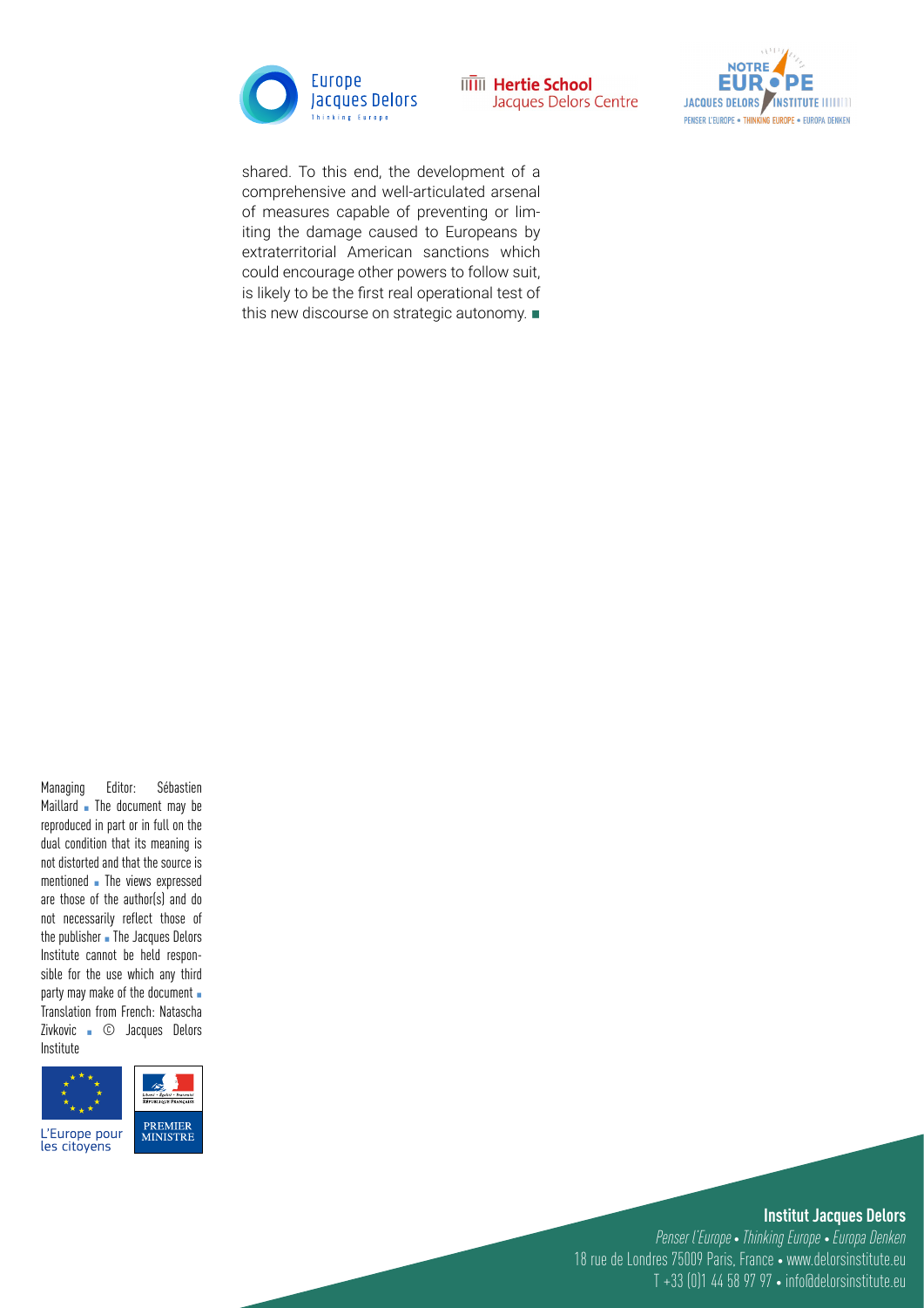shared. To this end, the development of a comprehensive and well-articulated arsenal of measures capable of preventing or limiting the damage caused to Europeans by extraterritorial American sanctions which could encourage other powers to follow suit, is likely to be the first real operational test of this new discourse on strategic autonomy. ■

Managing Editor: Sébastien Maillard ■ The document may be reproduced in part or in full on the dual condition that its meaning is not distorted and that the source is mentioned ■ The views expressed are those of the author(s) and do not necessarily reflect those of the publisher ■ The Jacques Delors Institute cannot be held responsible for the use which any third party may make of the document ■ Translation from French: Natascha Zivkovic ■ © Jacques Delors Institute

L'Europe pour les citoyens

PREMIER MINISTRE

**Institut Jacques Delors**

*Penser l'Europe • Thinking Europe • Europa Denken*

18 rue de Londres 75009 Paris, France • www.delorsinstitute.eu

T +33 (0)1 44 58 97 97 • info@delorsinstitute.eu